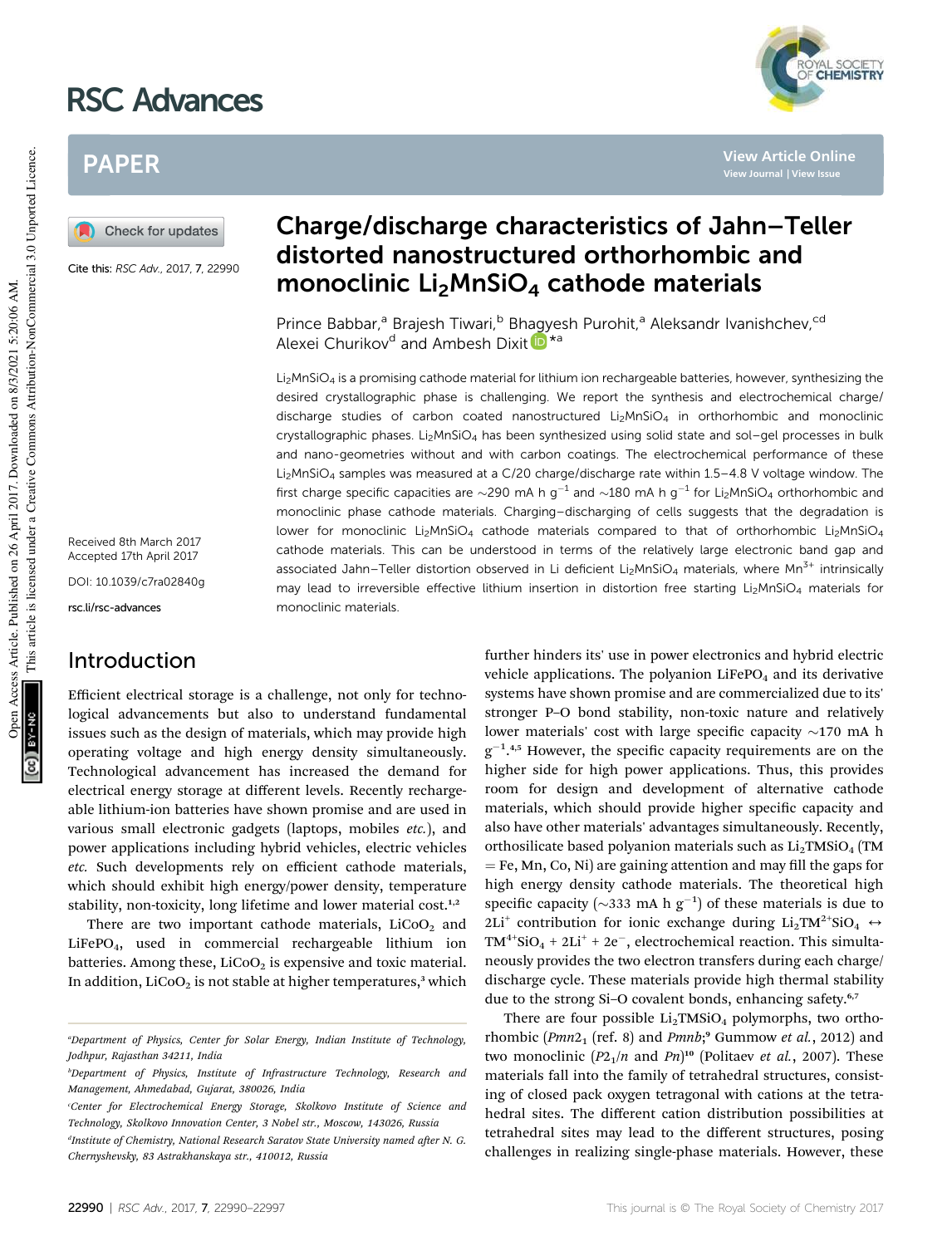# Charge/discharge characteristics of Jahn–Teller distorted nanostructured orthorhombic and monoclinic $Li_2MnSiO_4$ cathode materials

Prince Babbar,[a] Brajesh Tiwari,[b] Bhagyesh Purohit,[a] Aleksandr Ivanishchev,[cd] Alexei Churikov[d] and Ambesh Dixit[*a]

Cite this: RSC Adv., 2017, 7, 22990

Received 8th March 2017
Accepted 17th April 2017

DOI: 10.1039/c7ra02840g

rsc.li/rsc-advances

$Li_2MnSiO_4$ is a promising cathode material for lithium ion rechargeable batteries, however, synthesizing the desired crystallographic phase is challenging. We report the synthesis and electrochemical charge/discharge studies of carbon coated nanostructured $Li_2MnSiO_4$ in orthorhombic and monoclinic crystallographic phases. $Li_2MnSiO_4$ has been synthesized using solid state and sol–gel processes in bulk and nano-geometries without and with carbon coatings. The electrochemical performance of these $Li_2MnSiO_4$ samples was measured at a C/20 charge/discharge rate within 1.5–4.8 V voltage window. The first charge specific capacities are ~290 mA h g$^{-1}$ and ~180 mA h g$^{-1}$ for $Li_2MnSiO_4$ orthorhombic and monoclinic phase cathode materials. Charging–discharging of cells suggests that the degradation is lower for monoclinic $Li_2MnSiO_4$ cathode materials compared to that of orthorhombic $Li_2MnSiO_4$ cathode materials. This can be understood in terms of the relatively large electronic band gap and associated Jahn–Teller distortion observed in Li deficient $Li_2MnSiO_4$ materials, where $Mn^{3+}$ intrinsically may lead to irreversible effective lithium insertion in distortion free starting $Li_2MnSiO_4$ materials for monoclinic materials.

## Introduction

Efficient electrical storage is a challenge, not only for technological advancements but also to understand fundamental issues such as the design of materials, which may provide high operating voltage and high energy density simultaneously. Technological advancement has increased the demand for electrical energy storage at different levels. Recently rechargeable lithium-ion batteries have shown promise and are used in various small electronic gadgets (laptops, mobiles *etc.*), and power applications including hybrid vehicles, electric vehicles *etc.* Such developments rely on efficient cathode materials, which should exhibit high energy/power density, temperature stability, non-toxicity, long lifetime and lower material cost.[1,2]

There are two important cathode materials, $LiCoO_2$ and $LiFePO_4$, used in commercial rechargeable lithium ion batteries. Among these, $LiCoO_2$ is expensive and toxic material. In addition, $LiCoO_2$ is not stable at higher temperatures,[3] which further hinders its' use in power electronics and hybrid electric vehicle applications. The polyanion $LiFePO_4$ and its derivative systems have shown promise and are commercialized due to its' stronger P–O bond stability, non-toxic nature and relatively lower materials' cost with large specific capacity ~170 mA h g$^{-1}$.[4,5] However, the specific capacity requirements are on the higher side for high power applications. Thus, this provides room for design and development of alternative cathode materials, which should provide higher specific capacity and also have other materials' advantages simultaneously. Recently, orthosilicate based polyanion materials such as $Li_2TMSiO_4$ (TM = Fe, Mn, Co, Ni) are gaining attention and may fill the gaps for high energy density cathode materials. The theoretical high specific capacity (~333 mA h g$^{-1}$) of these materials is due to $2Li^+$ contribution for ionic exchange during $Li_2TM^{2+}SiO_4 \leftrightarrow TM^{4+}SiO_4 + 2Li^+ + 2e^-$, electrochemical reaction. This simultaneously provides the two electron transfers during each charge/discharge cycle. These materials provide high thermal stability due to the strong Si–O covalent bonds, enhancing safety.[6,7]

There are four possible $Li_2TMSiO_4$ polymorphs, two orthorhombic ($Pmn2_1$ (ref. 8) and $Pmnb$;[9] Gummow *et al.*, 2012) and two monoclinic ($P2_1/n$ and $Pn$)[10] (Politaev *et al.*, 2007). These materials fall into the family of tetrahedral structures, consisting of closed pack oxygen tetragonal with cations at the tetrahedral sites. The different cation distribution possibilities at tetrahedral sites may lead to the different structures, posing challenges in realizing single-phase materials. However, these

[a] Department of Physics, Center for Solar Energy, Indian Institute of Technology, Jodhpur, Rajasthan 342011, India

[b] Department of Physics, Institute of Infrastructure Technology, Research and Management, Ahmedabad, Gujarat, 380026, India

[c] Center for Electrochemical Energy Storage, Skolkovo Institute of Science and Technology, Skolkovo Innovation Center, 3 Nobel str., Moscow, 143026, Russia

[d] Institute of Chemistry, National Research Saratov State University named after N. G. Chernyshevsky, 83 Astrakhanskaya str., 410012, Russia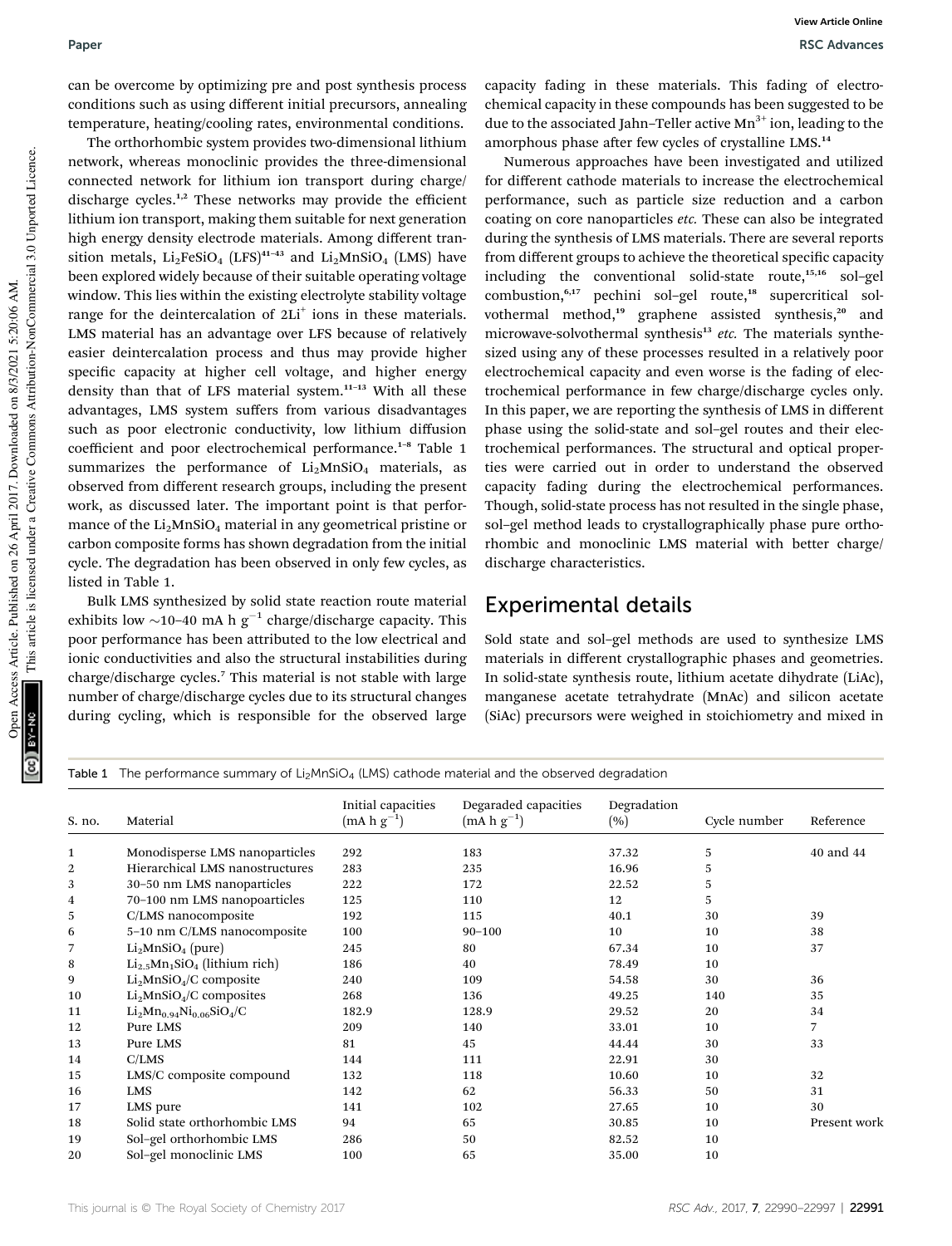can be overcome by optimizing pre and post synthesis process conditions such as using different initial precursors, annealing temperature, heating/cooling rates, environmental conditions.

The orthorhombic system provides two-dimensional lithium network, whereas monoclinic provides the three-dimensional connected network for lithium ion transport during charge/discharge cycles.[1,2] These networks may provide the efficient lithium ion transport, making them suitable for next generation high energy density electrode materials. Among different transition metals, $Li_2FeSiO_4$ (LFS)[41–43] and $Li_2MnSiO_4$ (LMS) have been explored widely because of their suitable operating voltage window. This lies within the existing electrolyte stability voltage range for the deintercalation of $2Li^+$ ions in these materials. LMS material has an advantage over LFS because of relatively easier deintercalation process and thus may provide higher specific capacity at higher cell voltage, and higher energy density than that of LFS material system.[11–13] With all these advantages, LMS system suffers from various disadvantages such as poor electronic conductivity, low lithium diffusion coefficient and poor electrochemical performance.[1–8] Table 1 summarizes the performance of $Li_2MnSiO_4$ materials, as observed from different research groups, including the present work, as discussed later. The important point is that performance of the $Li_2MnSiO_4$ material in any geometrical pristine or carbon composite forms has shown degradation from the initial cycle. The degradation has been observed in only few cycles, as listed in Table 1.

Bulk LMS synthesized by solid state reaction route material exhibits low ~10–40 mA h $g^{-1}$ charge/discharge capacity. This poor performance has been attributed to the low electrical and ionic conductivities and also the structural instabilities during charge/discharge cycles.[7] This material is not stable with large number of charge/discharge cycles due to its structural changes during cycling, which is responsible for the observed large capacity fading in these materials. This fading of electrochemical capacity in these compounds has been suggested to be due to the associated Jahn–Teller active $Mn^{3+}$ ion, leading to the amorphous phase after few cycles of crystalline LMS.[14]

Numerous approaches have been investigated and utilized for different cathode materials to increase the electrochemical performance, such as particle size reduction and a carbon coating on core nanoparticles *etc.* These can also be integrated during the synthesis of LMS materials. There are several reports from different groups to achieve the theoretical specific capacity including the conventional solid-state route,[15,16] sol–gel combustion,[6,17] pechini sol–gel route,[18] supercritical solvothermal method,[19] graphene assisted synthesis,[20] and microwave-solvothermal synthesis[13] *etc.* The materials synthesized using any of these processes resulted in a relatively poor electrochemical capacity and even worse is the fading of electrochemical performance in few charge/discharge cycles only. In this paper, we are reporting the synthesis of LMS in different phase using the solid-state and sol–gel routes and their electrochemical performances. The structural and optical properties were carried out in order to understand the observed capacity fading during the electrochemical performances. Though, solid-state process has not resulted in the single phase, sol–gel method leads to crystallographically phase pure orthorhombic and monoclinic LMS material with better charge/discharge characteristics.

## Experimental details

Sold state and sol–gel methods are used to synthesize LMS materials in different crystallographic phases and geometries. In solid-state synthesis route, lithium acetate dihydrate (LiAc), manganese acetate tetrahydrate (MnAc) and silicon acetate (SiAc) precursors were weighed in stoichiometry and mixed in

Table 1 The performance summary of $Li_2MnSiO_4$ (LMS) cathode material and the observed degradation

| S. no. | Material | Initial capacities (mA h $g^{-1}$) | Degaraded capacities (mA h $g^{-1}$) | Degradation (%) | Cycle number | Reference |
|---|---|---|---|---|---|---|
| 1 | Monodisperse LMS nanoparticles | 292 | 183 | 37.32 | 5 | 40 and 44 |
| 2 | Hierarchical LMS nanostructures | 283 | 235 | 16.96 | 5 | |
| 3 | 30–50 nm LMS nanoparticles | 222 | 172 | 22.52 | 5 | |
| 4 | 70–100 nm LMS nanopoarticles | 125 | 110 | 12 | 5 | |
| 5 | C/LMS nanocomposite | 192 | 115 | 40.1 | 30 | 39 |
| 6 | 5–10 nm C/LMS nanocomposite | 100 | 90–100 | 10 | 10 | 38 |
| 7 | $Li_2MnSiO_4$ (pure) | 245 | 80 | 67.34 | 10 | 37 |
| 8 | $Li_{2.5}Mn_1SiO_4$ (lithium rich) | 186 | 40 | 78.49 | 10 | |
| 9 | $Li_2MnSiO_4$/C composite | 240 | 109 | 54.58 | 30 | 36 |
| 10 | $Li_2MnSiO_4$/C composites | 268 | 136 | 49.25 | 140 | 35 |
| 11 | $Li_2Mn_{0.94}Ni_{0.06}SiO_4$/C | 182.9 | 128.9 | 29.52 | 20 | 34 |
| 12 | Pure LMS | 209 | 140 | 33.01 | 10 | 7 |
| 13 | Pure LMS | 81 | 45 | 44.44 | 30 | 33 |
| 14 | C/LMS | 144 | 111 | 22.91 | 30 | |
| 15 | LMS/C composite compound | 132 | 118 | 10.60 | 10 | 32 |
| 16 | LMS | 142 | 62 | 56.33 | 50 | 31 |
| 17 | LMS pure | 141 | 102 | 27.65 | 10 | 30 |
| 18 | Solid state orthorhombic LMS | 94 | 65 | 30.85 | 10 | Present work |
| 19 | Sol–gel orthorhombic LMS | 286 | 50 | 82.52 | 10 | |
| 20 | Sol–gel monoclinic LMS | 100 | 65 | 35.00 | 10 | |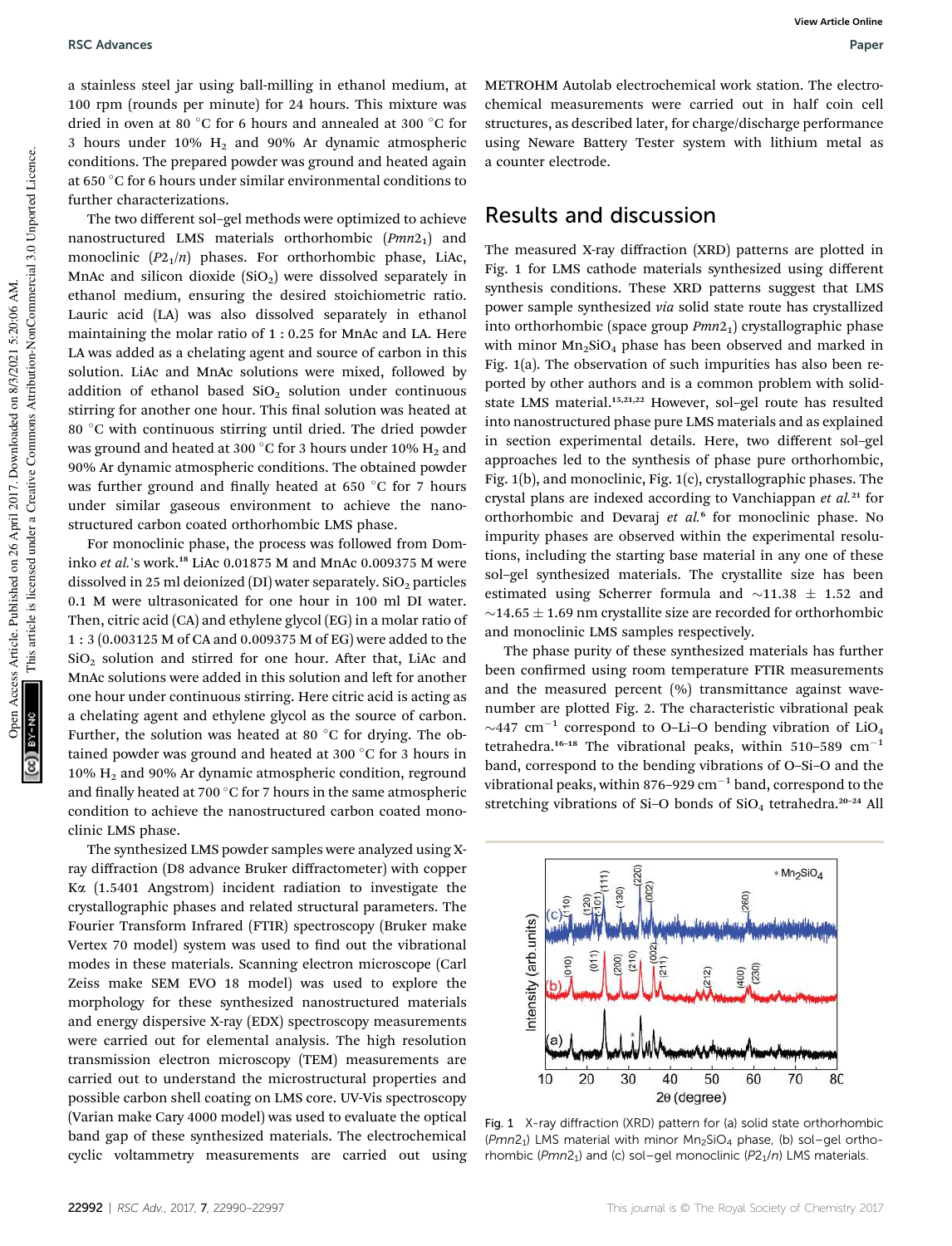a stainless steel jar using ball-milling in ethanol medium, at 100 rpm (rounds per minute) for 24 hours. This mixture was dried in oven at 80 °C for 6 hours and annealed at 300 °C for 3 hours under 10% $H_2$ and 90% Ar dynamic atmospheric conditions. The prepared powder was ground and heated again at 650 °C for 6 hours under similar environmental conditions to further characterizations.

The two different sol–gel methods were optimized to achieve nanostructured LMS materials orthorhombic ($Pmn2_1$) and monoclinic ($P2_1/n$) phases. For orthorhombic phase, LiAc, MnAc and silicon dioxide ($SiO_2$) were dissolved separately in ethanol medium, ensuring the desired stoichiometric ratio. Lauric acid (LA) was also dissolved separately in ethanol maintaining the molar ratio of 1 : 0.25 for MnAc and LA. Here LA was added as a chelating agent and source of carbon in this solution. LiAc and MnAc solutions were mixed, followed by addition of ethanol based $SiO_2$ solution under continuous stirring for another one hour. This final solution was heated at 80 °C with continuous stirring until dried. The dried powder was ground and heated at 300 °C for 3 hours under 10% $H_2$ and 90% Ar dynamic atmospheric conditions. The obtained powder was further ground and finally heated at 650 °C for 7 hours under similar gaseous environment to achieve the nanostructured carbon coated orthorhombic LMS phase.

For monoclinic phase, the process was followed from Dominko *et al.*'s work.[18] LiAc 0.01875 M and MnAc 0.009375 M were dissolved in 25 ml deionized (DI) water separately. $SiO_2$ particles 0.1 M were ultrasonicated for one hour in 100 ml DI water. Then, citric acid (CA) and ethylene glycol (EG) in a molar ratio of 1 : 3 (0.003125 M of CA and 0.009375 M of EG) were added to the $SiO_2$ solution and stirred for one hour. After that, LiAc and MnAc solutions were added in this solution and left for another one hour under continuous stirring. Here citric acid is acting as a chelating agent and ethylene glycol as the source of carbon. Further, the solution was heated at 80 °C for drying. The obtained powder was ground and heated at 300 °C for 3 hours in 10% $H_2$ and 90% Ar dynamic atmospheric condition, reground and finally heated at 700 °C for 7 hours in the same atmospheric condition to achieve the nanostructured carbon coated monoclinic LMS phase.

The synthesized LMS powder samples were analyzed using X-ray diffraction (D8 advance Bruker diffractometer) with copper Kα (1.5401 Angstrom) incident radiation to investigate the crystallographic phases and related structural parameters. The Fourier Transform Infrared (FTIR) spectroscopy (Bruker make Vertex 70 model) system was used to find out the vibrational modes in these materials. Scanning electron microscope (Carl Zeiss make SEM EVO 18 model) was used to explore the morphology for these synthesized nanostructured materials and energy dispersive X-ray (EDX) spectroscopy measurements were carried out for elemental analysis. The high resolution transmission electron microscopy (TEM) measurements are carried out to understand the microstructural properties and possible carbon shell coating on LMS core. UV-Vis spectroscopy (Varian make Cary 4000 model) was used to evaluate the optical band gap of these synthesized materials. The electrochemical cyclic voltammetry measurements are carried out using METROHM Autolab electrochemical work station. The electrochemical measurements were carried out in half coin cell structures, as described later, for charge/discharge performance using Neware Battery Tester system with lithium metal as a counter electrode.

## Results and discussion

The measured X-ray diffraction (XRD) patterns are plotted in Fig. 1 for LMS cathode materials synthesized using different synthesis conditions. These XRD patterns suggest that LMS power sample synthesized *via* solid state route has crystallized into orthorhombic (space group $Pmn2_1$) crystallographic phase with minor $Mn_2SiO_4$ phase has been observed and marked in Fig. 1(a). The observation of such impurities has also been reported by other authors and is a common problem with solid-state LMS material.[15,21,22] However, sol–gel route has resulted into nanostructured phase pure LMS materials and as explained in section experimental details. Here, two different sol–gel approaches led to the synthesis of phase pure orthorhombic, Fig. 1(b), and monoclinic, Fig. 1(c), crystallographic phases. The crystal plans are indexed according to Vanchiappan *et al.*[21] for orthorhombic and Devaraj *et al.*[6] for monoclinic phase. No impurity phases are observed within the experimental resolutions, including the starting base material in any one of these sol–gel synthesized materials. The crystallite size has been estimated using Scherrer formula and ~11.38 ± 1.52 and ~14.65 ± 1.69 nm crystallite size are recorded for orthorhombic and monoclinic LMS samples respectively.

The phase purity of these synthesized materials has further been confirmed using room temperature FTIR measurements and the measured percent (%) transmittance against wavenumber are plotted Fig. 2. The characteristic vibrational peak ~447 $cm^{-1}$ correspond to O–Li–O bending vibration of $LiO_4$ tetrahedra.[16–18] The vibrational peaks, within 510–589 $cm^{-1}$ band, correspond to the bending vibrations of O–Si–O and the vibrational peaks, within 876–929 $cm^{-1}$ band, correspond to the stretching vibrations of Si–O bonds of $SiO_4$ tetrahedra.[20–24] All

Fig. 1 X-ray diffraction (XRD) pattern for (a) solid state orthorhombic ($Pmn2_1$) LMS material with minor $Mn_2SiO_4$ phase, (b) sol–gel orthorhombic ($Pmn2_1$) and (c) sol–gel monoclinic ($P2_1/n$) LMS materials.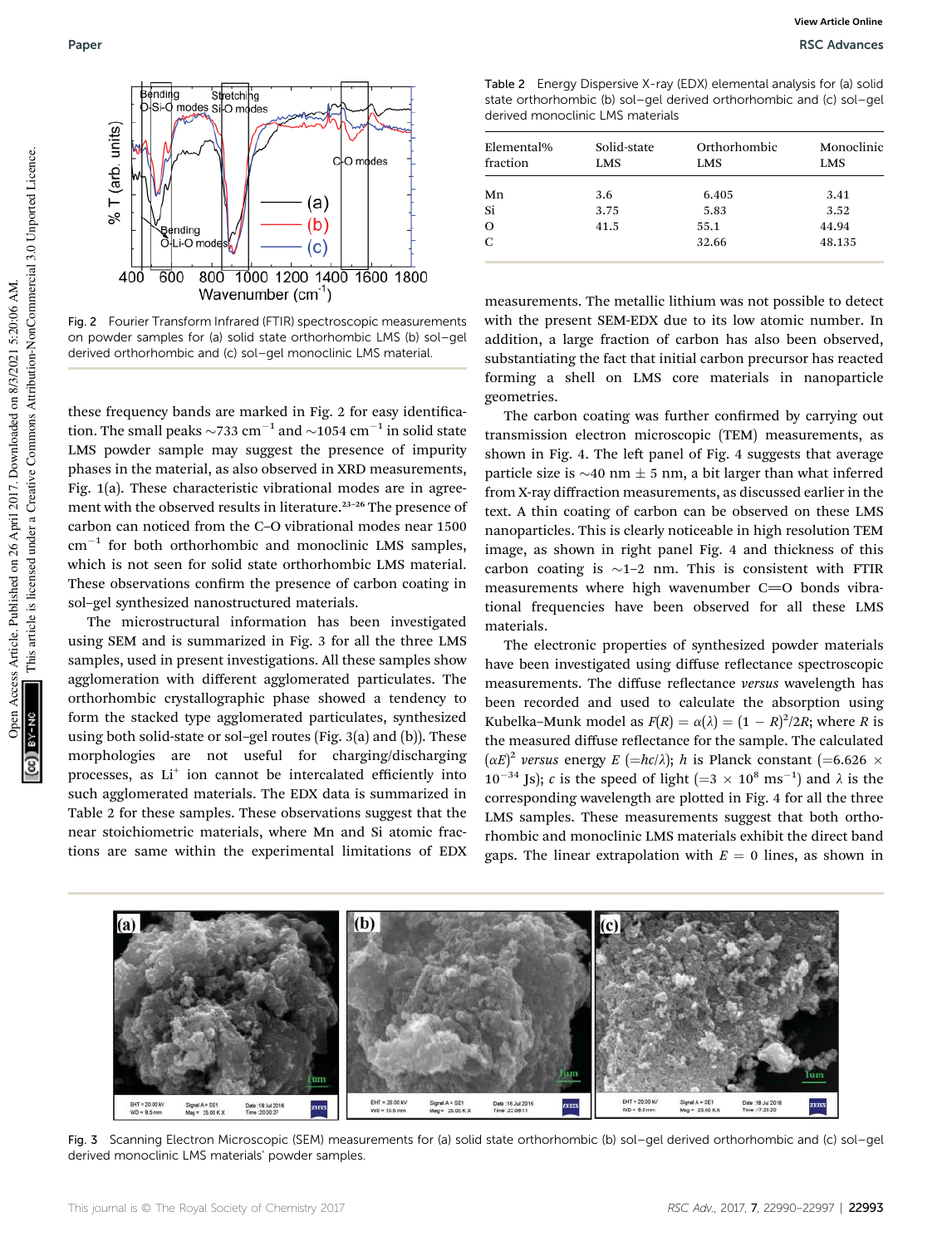Fig. 2 Fourier Transform Infrared (FTIR) spectroscopic measurements on powder samples for (a) solid state orthorhombic LMS (b) sol–gel derived orthorhombic and (c) sol–gel monoclinic LMS material.

these frequency bands are marked in Fig. 2 for easy identification. The small peaks ~733 $cm^{-1}$ and ~1054 $cm^{-1}$ in solid state LMS powder sample may suggest the presence of impurity phases in the material, as also observed in XRD measurements, Fig. 1(a). These characteristic vibrational modes are in agreement with the observed results in literature.[23–26] The presence of carbon can noticed from the C–O vibrational modes near 1500 $cm^{-1}$ for both orthorhombic and monoclinic LMS samples, which is not seen for solid state orthorhombic LMS material. These observations confirm the presence of carbon coating in sol–gel synthesized nanostructured materials.

The microstructural information has been investigated using SEM and is summarized in Fig. 3 for all the three LMS samples, used in present investigations. All these samples show agglomeration with different agglomerated particulates. The orthorhombic crystallographic phase showed a tendency to form the stacked type agglomerated particulates, synthesized using both solid-state or sol–gel routes (Fig. 3(a) and (b)). These morphologies are not useful for charging/discharging processes, as $Li^+$ ion cannot be intercalated efficiently into such agglomerated materials. The EDX data is summarized in Table 2 for these samples. These observations suggest that the near stoichiometric materials, where Mn and Si atomic fractions are same within the experimental limitations of EDX

Table 2 Energy Dispersive X-ray (EDX) elemental analysis for (a) solid state orthorhombic (b) sol–gel derived orthorhombic and (c) sol–gel derived monoclinic LMS materials

| Elemental% fraction | Solid-state LMS | Orthorhombic LMS | Monoclinic LMS |
|---|---|---|---|
| Mn | 3.6 | 6.405 | 3.41 |
| Si | 3.75 | 5.83 | 3.52 |
| O | 41.5 | 55.1 | 44.94 |
| C | | 32.66 | 48.135 |

measurements. The metallic lithium was not possible to detect with the present SEM-EDX due to its low atomic number. In addition, a large fraction of carbon has also been observed, substantiating the fact that initial carbon precursor has reacted forming a shell on LMS core materials in nanoparticle geometries.

The carbon coating was further confirmed by carrying out transmission electron microscopic (TEM) measurements, as shown in Fig. 4. The left panel of Fig. 4 suggests that average particle size is ~40 nm ± 5 nm, a bit larger than what inferred from X-ray diffraction measurements, as discussed earlier in the text. A thin coating of carbon can be observed on these LMS nanoparticles. This is clearly noticeable in high resolution TEM image, as shown in right panel Fig. 4 and thickness of this carbon coating is ~1–2 nm. This is consistent with FTIR measurements where high wavenumber C=O bonds vibrational frequencies have been observed for all these LMS materials.

The electronic properties of synthesized powder materials have been investigated using diffuse reflectance spectroscopic measurements. The diffuse reflectance *versus* wavelength has been recorded and used to calculate the absorption using Kubelka–Munk model as $F(R) = \alpha(\lambda) = (1 - R)^2/2R$; where $R$ is the measured diffuse reflectance for the sample. The calculated $(\alpha E)^2$ *versus* energy $E$ ($=hc/\lambda$); $h$ is Planck constant ($=6.626 \times 10^{-34}$ Js); $c$ is the speed of light ($=3 \times 10^8$ $ms^{-1}$) and $\lambda$ is the corresponding wavelength are plotted in Fig. 4 for all the three LMS samples. These measurements suggest that both orthorhombic and monoclinic LMS materials exhibit the direct band gaps. The linear extrapolation with $E = 0$ lines, as shown in

Fig. 3 Scanning Electron Microscopic (SEM) measurements for (a) solid state orthorhombic (b) sol–gel derived orthorhombic and (c) sol–gel derived monoclinic LMS materials' powder samples.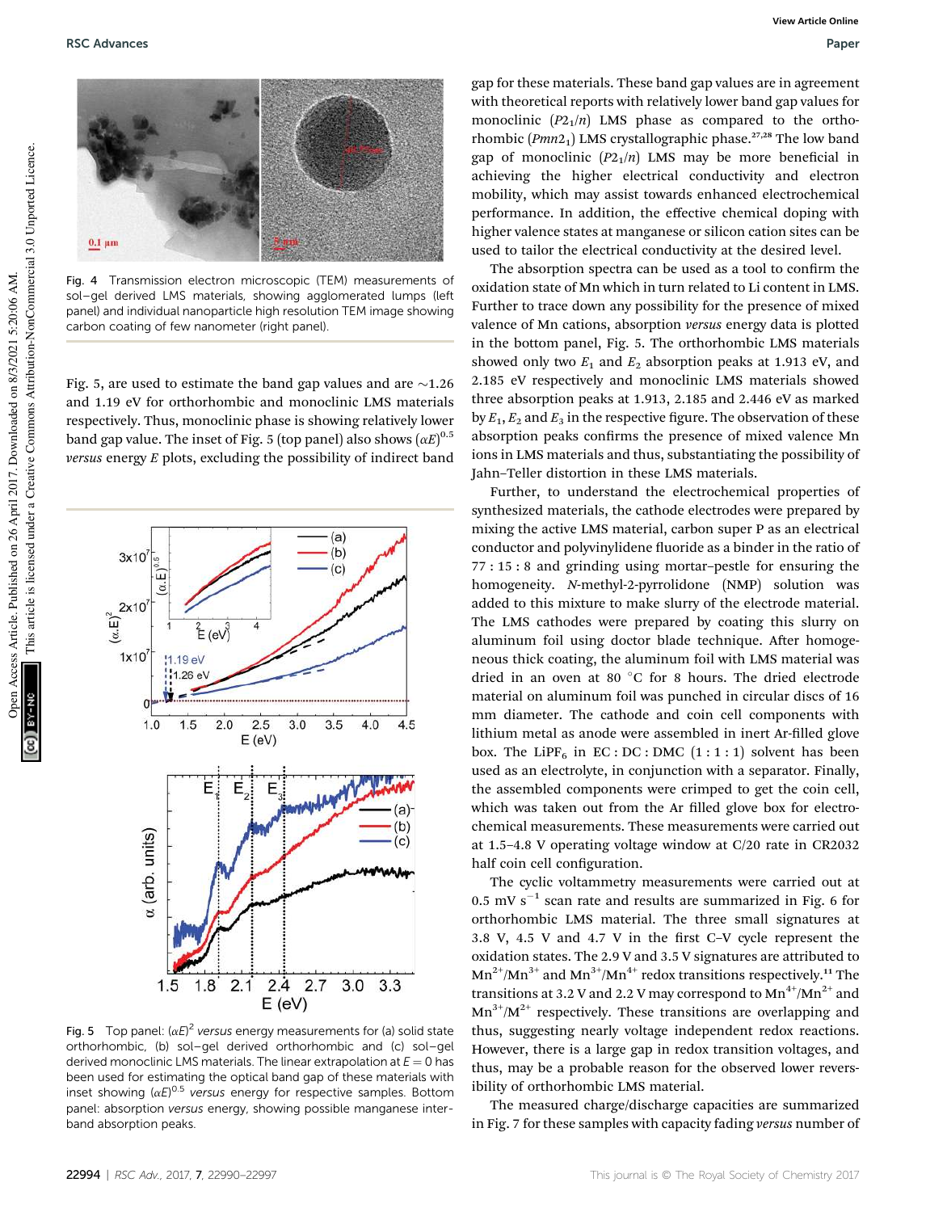Fig. 4 Transmission electron microscopic (TEM) measurements of sol–gel derived LMS materials, showing agglomerated lumps (left panel) and individual nanoparticle high resolution TEM image showing carbon coating of few nanometer (right panel).

Fig. 5, are used to estimate the band gap values and are ~1.26 and 1.19 eV for orthorhombic and monoclinic LMS materials respectively. Thus, monoclinic phase is showing relatively lower band gap value. The inset of Fig. 5 (top panel) also shows $(\alpha E)^{0.5}$ *versus* energy $E$ plots, excluding the possibility of indirect band gap for these materials. These band gap values are in agreement with theoretical reports with relatively lower band gap values for monoclinic ($P2_1/n$) LMS phase as compared to the orthorhombic ($Pmn2_1$) LMS crystallographic phase.[27,28] The low band gap of monoclinic ($P2_1/n$) LMS may be more beneficial in achieving the higher electrical conductivity and electron mobility, which may assist towards enhanced electrochemical performance. In addition, the effective chemical doping with higher valence states at manganese or silicon cation sites can be used to tailor the electrical conductivity at the desired level.

Fig. 5 Top panel: $(\alpha E)^2$ *versus* energy measurements for (a) solid state orthorhombic, (b) sol–gel derived orthorhombic and (c) sol–gel derived monoclinic LMS materials. The linear extrapolation at $E = 0$ has been used for estimating the optical band gap of these materials with inset showing $(\alpha E)^{0.5}$ *versus* energy for respective samples. Bottom panel: absorption *versus* energy, showing possible manganese interband absorption peaks.

The absorption spectra can be used as a tool to confirm the oxidation state of Mn which in turn related to Li content in LMS. Further to trace down any possibility for the presence of mixed valence of Mn cations, absorption *versus* energy data is plotted in the bottom panel, Fig. 5. The orthorhombic LMS materials showed only two $E_1$ and $E_2$ absorption peaks at 1.913 eV, and 2.185 eV respectively and monoclinic LMS materials showed three absorption peaks at 1.913, 2.185 and 2.446 eV as marked by $E_1$, $E_2$ and $E_3$ in the respective figure. The observation of these absorption peaks confirms the presence of mixed valence Mn ions in LMS materials and thus, substantiating the possibility of Jahn–Teller distortion in these LMS materials.

Further, to understand the electrochemical properties of synthesized materials, the cathode electrodes were prepared by mixing the active LMS material, carbon super P as an electrical conductor and polyvinylidene fluoride as a binder in the ratio of 77 : 15 : 8 and grinding using mortar–pestle for ensuring the homogeneity. *N*-methyl-2-pyrrolidone (NMP) solution was added to this mixture to make slurry of the electrode material. The LMS cathodes were prepared by coating this slurry on aluminum foil using doctor blade technique. After homogeneous thick coating, the aluminum foil with LMS material was dried in an oven at 80 °C for 8 hours. The dried electrode material on aluminum foil was punched in circular discs of 16 mm diameter. The cathode and coin cell components with lithium metal as anode were assembled in inert Ar-filled glove box. The $LiPF_6$ in EC : DC : DMC (1 : 1 : 1) solvent has been used as an electrolyte, in conjunction with a separator. Finally, the assembled components were crimped to get the coin cell, which was taken out from the Ar filled glove box for electrochemical measurements. These measurements were carried out at 1.5–4.8 V operating voltage window at C/20 rate in CR2032 half coin cell configuration.

The cyclic voltammetry measurements were carried out at 0.5 mV s$^{-1}$ scan rate and results are summarized in Fig. 6 for orthorhombic LMS material. The three small signatures at 3.8 V, 4.5 V and 4.7 V in the first C–V cycle represent the oxidation states. The 2.9 V and 3.5 V signatures are attributed to $Mn^{2+}/Mn^{3+}$ and $Mn^{3+}/Mn^{4+}$ redox transitions respectively.[11] The transitions at 3.2 V and 2.2 V may correspond to $Mn^{4+}/Mn^{2+}$ and $Mn^{3+}/M^{2+}$ respectively. These transitions are overlapping and thus, suggesting nearly voltage independent redox reactions. However, there is a large gap in redox transition voltages, and thus, may be a probable reason for the observed lower reversibility of orthorhombic LMS material.

The measured charge/discharge capacities are summarized in Fig. 7 for these samples with capacity fading *versus* number of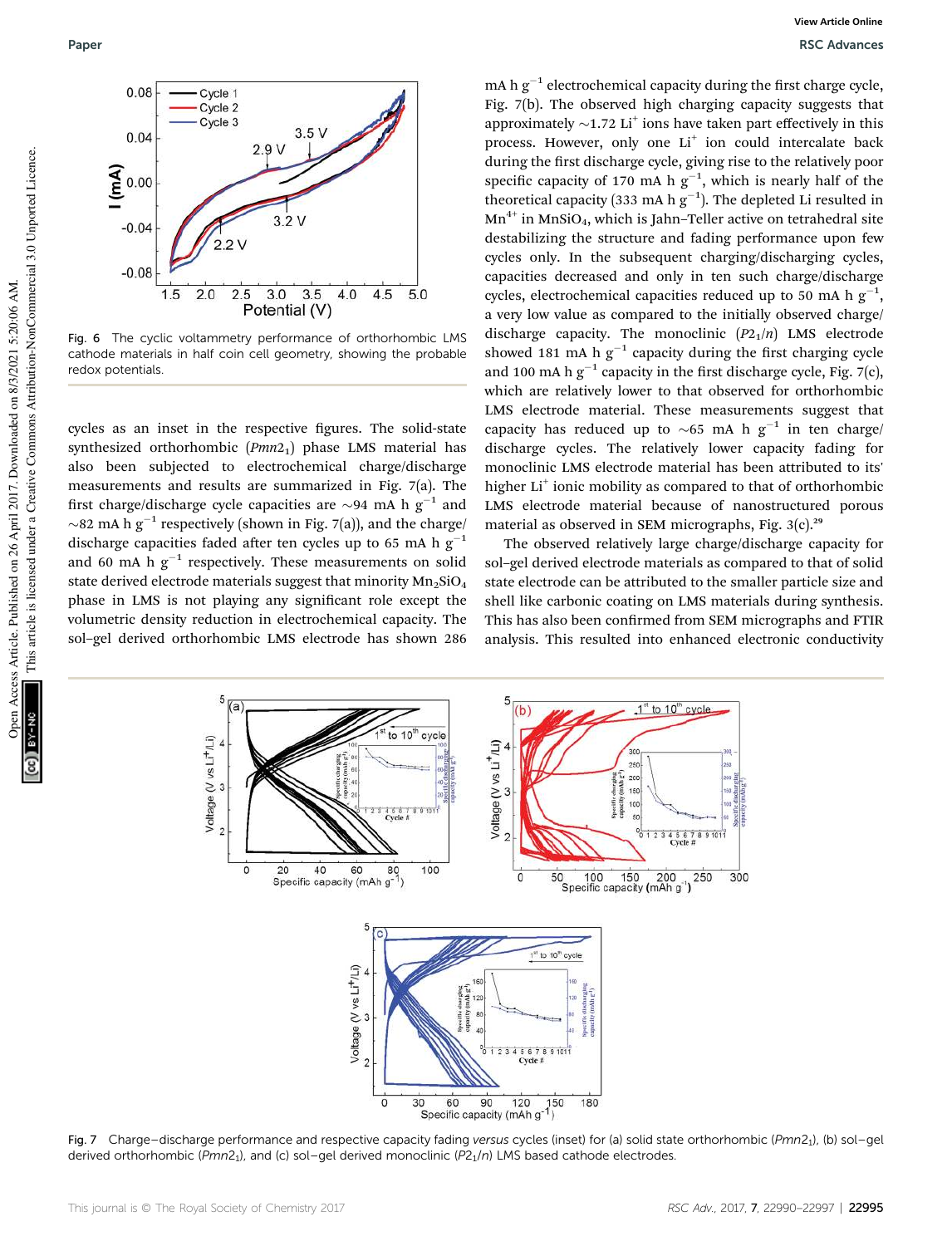Fig. 6 The cyclic voltammetry performance of orthorhombic LMS cathode materials in half coin cell geometry, showing the probable redox potentials.

cycles as an inset in the respective figures. The solid-state synthesized orthorhombic ($Pmn2_1$) phase LMS material has also been subjected to electrochemical charge/discharge measurements and results are summarized in Fig. 7(a). The first charge/discharge cycle capacities are ∼94 mA h $g^{-1}$ and ∼82 mA h $g^{-1}$ respectively (shown in Fig. 7(a)), and the charge/discharge capacities faded after ten cycles up to 65 mA h $g^{-1}$ and 60 mA h $g^{-1}$ respectively. These measurements on solid state derived electrode materials suggest that minority $Mn_2SiO_4$ phase in LMS is not playing any significant role except the volumetric density reduction in electrochemical capacity. The sol–gel derived orthorhombic LMS electrode has shown 286 mA h $g^{-1}$ electrochemical capacity during the first charge cycle, Fig. 7(b). The observed high charging capacity suggests that approximately ∼1.72 $Li^+$ ions have taken part effectively in this process. However, only one $Li^+$ ion could intercalate back during the first discharge cycle, giving rise to the relatively poor specific capacity of 170 mA h $g^{-1}$, which is nearly half of the theoretical capacity (333 mA h $g^{-1}$). The depleted Li resulted in $Mn^{4+}$ in $MnSiO_4$, which is Jahn–Teller active on tetrahedral site destabilizing the structure and fading performance upon few cycles only. In the subsequent charging/discharging cycles, capacities decreased and only in ten such charge/discharge cycles, electrochemical capacities reduced up to 50 mA h $g^{-1}$, a very low value as compared to the initially observed charge/discharge capacity. The monoclinic ($P2_1/n$) LMS electrode showed 181 mA h $g^{-1}$ capacity during the first charging cycle and 100 mA h $g^{-1}$ capacity in the first discharge cycle, Fig. 7(c), which are relatively lower to that observed for orthorhombic LMS electrode material. These measurements suggest that capacity has reduced up to ∼65 mA h $g^{-1}$ in ten charge/discharge cycles. The relatively lower capacity fading for monoclinic LMS electrode material has been attributed to its' higher $Li^+$ ionic mobility as compared to that of orthorhombic LMS electrode material because of nanostructured porous material as observed in SEM micrographs, Fig. 3(c).[29]

The observed relatively large charge/discharge capacity for sol–gel derived electrode materials as compared to that of solid state electrode can be attributed to the smaller particle size and shell like carbonic coating on LMS materials during synthesis. This has also been confirmed from SEM micrographs and FTIR analysis. This resulted into enhanced electronic conductivity

Fig. 7 Charge–discharge performance and respective capacity fading *versus* cycles (inset) for (a) solid state orthorhombic ($Pmn2_1$), (b) sol–gel derived orthorhombic ($Pmn2_1$), and (c) sol–gel derived monoclinic ($P2_1/n$) LMS based cathode electrodes.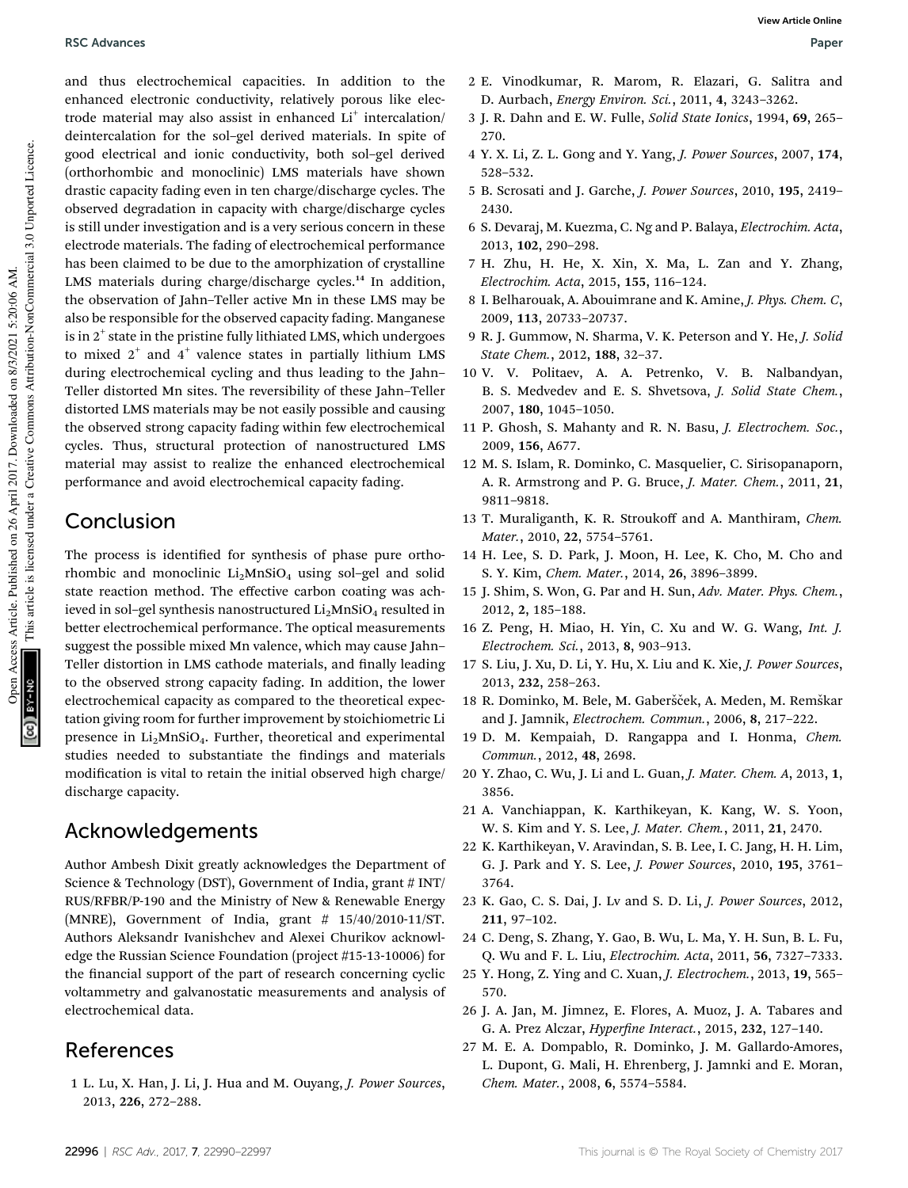and thus electrochemical capacities. In addition to the enhanced electronic conductivity, relatively porous like electrode material may also assist in enhanced $Li^+$ intercalation/deintercalation for the sol–gel derived materials. In spite of good electrical and ionic conductivity, both sol–gel derived (orthorhombic and monoclinic) LMS materials have shown drastic capacity fading even in ten charge/discharge cycles. The observed degradation in capacity with charge/discharge cycles is still under investigation and is a very serious concern in these electrode materials. The fading of electrochemical performance has been claimed to be due to the amorphization of crystalline LMS materials during charge/discharge cycles.[14] In addition, the observation of Jahn–Teller active Mn in these LMS may be also be responsible for the observed capacity fading. Manganese is in $2^+$ state in the pristine fully lithiated LMS, which undergoes to mixed $2^+$ and $4^+$ valence states in partially lithium LMS during electrochemical cycling and thus leading to the Jahn–Teller distorted Mn sites. The reversibility of these Jahn–Teller distorted LMS materials may be not easily possible and causing the observed strong capacity fading within few electrochemical cycles. Thus, structural protection of nanostructured LMS material may assist to realize the enhanced electrochemical performance and avoid electrochemical capacity fading.

## Conclusion

The process is identified for synthesis of phase pure orthorhombic and monoclinic $Li_2MnSiO_4$ using sol–gel and solid state reaction method. The effective carbon coating was achieved in sol–gel synthesis nanostructured $Li_2MnSiO_4$ resulted in better electrochemical performance. The optical measurements suggest the possible mixed Mn valence, which may cause Jahn–Teller distortion in LMS cathode materials, and finally leading to the observed strong capacity fading. In addition, the lower electrochemical capacity as compared to the theoretical expectation giving room for further improvement by stoichiometric Li presence in $Li_2MnSiO_4$. Further, theoretical and experimental studies needed to substantiate the findings and materials modification is vital to retain the initial observed high charge/discharge capacity.

## Acknowledgements

Author Ambesh Dixit greatly acknowledges the Department of Science & Technology (DST), Government of India, grant # INT/RUS/RFBR/P-190 and the Ministry of New & Renewable Energy (MNRE), Government of India, grant # 15/40/2010-11/ST. Authors Aleksandr Ivanishchev and Alexei Churikov acknowledge the Russian Science Foundation (project #15-13-10006) for the financial support of the part of research concerning cyclic voltammetry and galvanostatic measurements and analysis of electrochemical data.

## References

1. L. Lu, X. Han, J. Li, J. Hua and M. Ouyang, *J. Power Sources*, 2013, **226**, 272–288.
2. E. Vinodkumar, R. Marom, R. Elazari, G. Salitra and D. Aurbach, *Energy Environ. Sci.*, 2011, **4**, 3243–3262.
3. J. R. Dahn and E. W. Fulle, *Solid State Ionics*, 1994, **69**, 265–270.
4. Y. X. Li, Z. L. Gong and Y. Yang, *J. Power Sources*, 2007, **174**, 528–532.
5. B. Scrosati and J. Garche, *J. Power Sources*, 2010, **195**, 2419–2430.
6. S. Devaraj, M. Kuezma, C. Ng and P. Balaya, *Electrochim. Acta*, 2013, **102**, 290–298.
7. H. Zhu, H. He, X. Xin, X. Ma, L. Zan and Y. Zhang, *Electrochim. Acta*, 2015, **155**, 116–124.
8. I. Belharouak, A. Abouimrane and K. Amine, *J. Phys. Chem. C*, 2009, **113**, 20733–20737.
9. R. J. Gummow, N. Sharma, V. K. Peterson and Y. He, *J. Solid State Chem.*, 2012, **188**, 32–37.
10. V. V. Politaev, A. A. Petrenko, V. B. Nalbandyan, B. S. Medvedev and E. S. Shvetsova, *J. Solid State Chem.*, 2007, **180**, 1045–1050.
11. P. Ghosh, S. Mahanty and R. N. Basu, *J. Electrochem. Soc.*, 2009, **156**, A677.
12. M. S. Islam, R. Dominko, C. Masquelier, C. Sirisopanaporn, A. R. Armstrong and P. G. Bruce, *J. Mater. Chem.*, 2011, **21**, 9811–9818.
13. T. Muraliganth, K. R. Stroukoff and A. Manthiram, *Chem. Mater.*, 2010, **22**, 5754–5761.
14. H. Lee, S. D. Park, J. Moon, H. Lee, K. Cho, M. Cho and S. Y. Kim, *Chem. Mater.*, 2014, **26**, 3896–3899.
15. J. Shim, S. Won, G. Par and H. Sun, *Adv. Mater. Phys. Chem.*, 2012, **2**, 185–188.
16. Z. Peng, H. Miao, H. Yin, C. Xu and W. G. Wang, *Int. J. Electrochem. Sci.*, 2013, **8**, 903–913.
17. S. Liu, J. Xu, D. Li, Y. Hu, X. Liu and K. Xie, *J. Power Sources*, 2013, **232**, 258–263.
18. R. Dominko, M. Bele, M. Gaberšček, A. Meden, M. Remškar and J. Jamnik, *Electrochem. Commun.*, 2006, **8**, 217–222.
19. D. M. Kempaiah, D. Rangappa and I. Honma, *Chem. Commun.*, 2012, **48**, 2698.
20. Y. Zhao, C. Wu, J. Li and L. Guan, *J. Mater. Chem. A*, 2013, **1**, 3856.
21. A. Vanchiappan, K. Karthikeyan, K. Kang, W. S. Yoon, W. S. Kim and Y. S. Lee, *J. Mater. Chem.*, 2011, **21**, 2470.
22. K. Karthikeyan, V. Aravindan, S. B. Lee, I. C. Jang, H. H. Lim, G. J. Park and Y. S. Lee, *J. Power Sources*, 2010, **195**, 3761–3764.
23. K. Gao, C. S. Dai, J. Lv and S. D. Li, *J. Power Sources*, 2012, **211**, 97–102.
24. C. Deng, S. Zhang, Y. Gao, B. Wu, L. Ma, Y. H. Sun, B. L. Fu, Q. Wu and F. L. Liu, *Electrochim. Acta*, 2011, **56**, 7327–7333.
25. Y. Hong, Z. Ying and C. Xuan, *J. Electrochem.*, 2013, **19**, 565–570.
26. J. A. Jan, M. Jimnez, E. Flores, A. Muoz, J. A. Tabares and G. A. Prez Alczar, *Hyperfine Interact.*, 2015, **232**, 127–140.
27. M. E. A. Dompablo, R. Dominko, J. M. Gallardo-Amores, L. Dupont, G. Mali, H. Ehrenberg, J. Jamnki and E. Moran, *Chem. Mater.*, 2008, **6**, 5574–5584.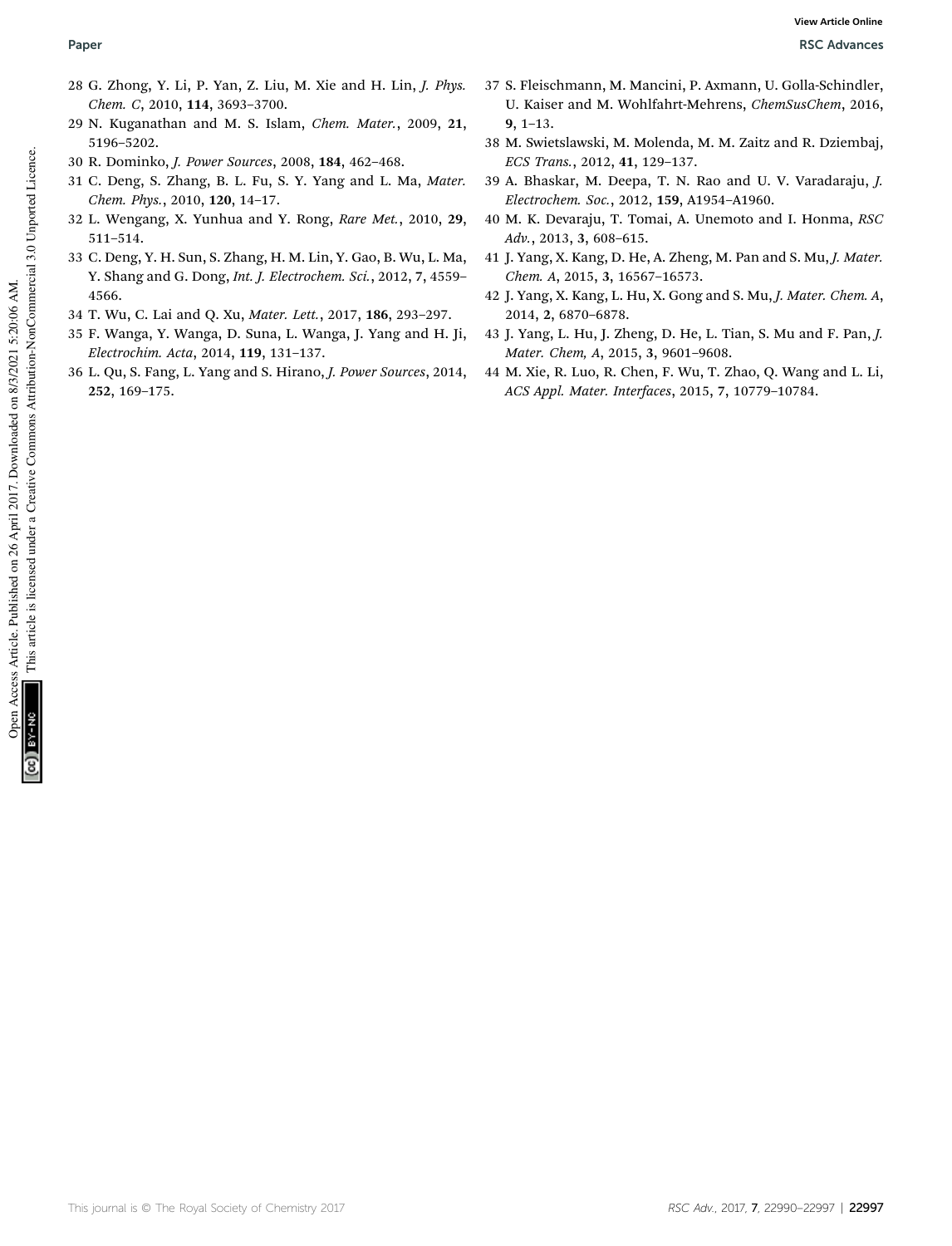28 G. Zhong, Y. Li, P. Yan, Z. Liu, M. Xie and H. Lin, *J. Phys. Chem. C*, 2010, **114**, 3693–3700.

29 N. Kuganathan and M. S. Islam, *Chem. Mater.*, 2009, **21**, 5196–5202.

30 R. Dominko, *J. Power Sources*, 2008, **184**, 462–468.

31 C. Deng, S. Zhang, B. L. Fu, S. Y. Yang and L. Ma, *Mater. Chem. Phys.*, 2010, **120**, 14–17.

32 L. Wengang, X. Yunhua and Y. Rong, *Rare Met.*, 2010, **29**, 511–514.

33 C. Deng, Y. H. Sun, S. Zhang, H. M. Lin, Y. Gao, B. Wu, L. Ma, Y. Shang and G. Dong, *Int. J. Electrochem. Sci.*, 2012, **7**, 4559–4566.

34 T. Wu, C. Lai and Q. Xu, *Mater. Lett.*, 2017, **186**, 293–297.

35 F. Wanga, Y. Wanga, D. Suna, L. Wanga, J. Yang and H. Ji, *Electrochim. Acta*, 2014, **119**, 131–137.

36 L. Qu, S. Fang, L. Yang and S. Hirano, *J. Power Sources*, 2014, **252**, 169–175.

37 S. Fleischmann, M. Mancini, P. Axmann, U. Golla-Schindler, U. Kaiser and M. Wohlfahrt-Mehrens, *ChemSusChem*, 2016, **9**, 1–13.

38 M. Swietslawski, M. Molenda, M. M. Zaitz and R. Dziembaj, *ECS Trans.*, 2012, **41**, 129–137.

39 A. Bhaskar, M. Deepa, T. N. Rao and U. V. Varadaraju, *J. Electrochem. Soc.*, 2012, **159**, A1954–A1960.

40 M. K. Devaraju, T. Tomai, A. Unemoto and I. Honma, *RSC Adv.*, 2013, **3**, 608–615.

41 J. Yang, X. Kang, D. He, A. Zheng, M. Pan and S. Mu, *J. Mater. Chem. A*, 2015, **3**, 16567–16573.

42 J. Yang, X. Kang, L. Hu, X. Gong and S. Mu, *J. Mater. Chem. A*, 2014, **2**, 6870–6878.

43 J. Yang, L. Hu, J. Zheng, D. He, L. Tian, S. Mu and F. Pan, *J. Mater. Chem, A*, 2015, **3**, 9601–9608.

44 M. Xie, R. Luo, R. Chen, F. Wu, T. Zhao, Q. Wang and L. Li, *ACS Appl. Mater. Interfaces*, 2015, **7**, 10779–10784.